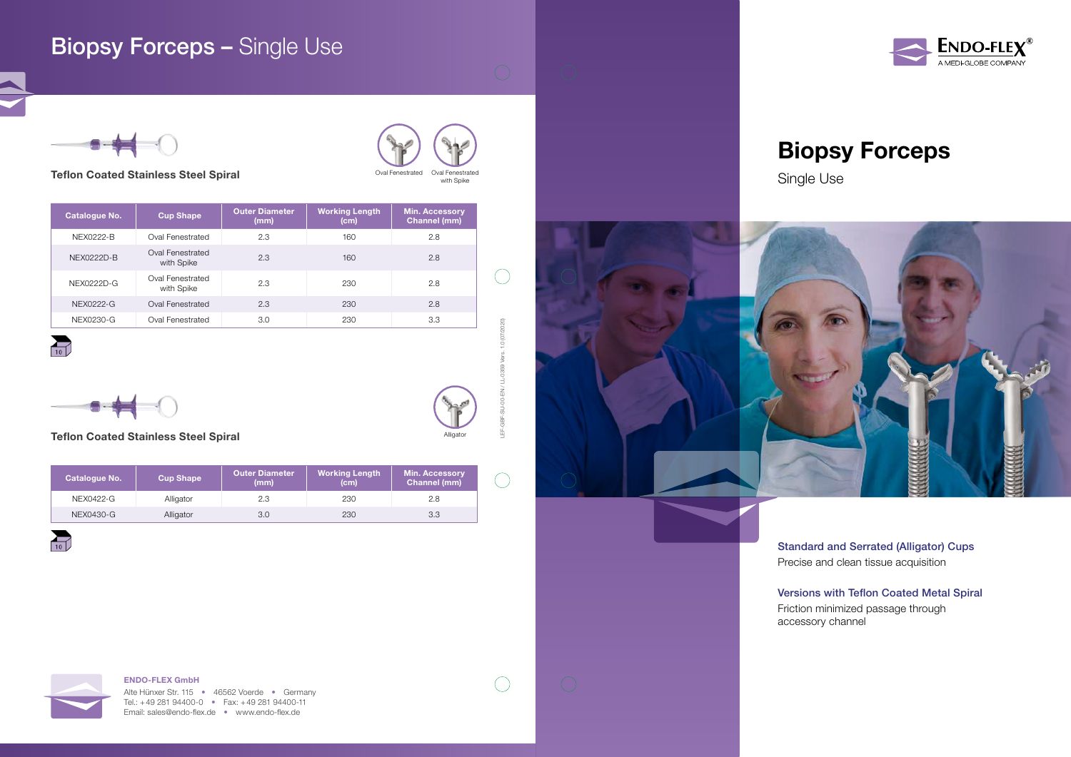# Biopsy Forceps – Single Use

## Teflon Coated Stainless Steel Spiral

Oval Fenestrated — Oval Fenestrated with Spike

| Catalogue No. | Cup Shape | Outer Diameter (mm) | Working Length (cm) | Min. Accessory Channel (mm) |
|---|---|---|---|---|
| NEX0222-B | Oval Fenestrated | 2.3 | 160 | 2.8 |
| NEX0222D-B | Oval Fenestrated with Spike | 2.3 | 160 | 2.8 |
| NEX0222D-G | Oval Fenestrated with Spike | 2.3 | 230 | 2.8 |
| NEX0222-G | Oval Fenestrated | 2.3 | 230 | 2.8 |
| NEX0230-G | Oval Fenestrated | 3.0 | 230 | 3.3 |

10

## Teflon Coated Stainless Steel Spiral

Alligator

| Catalogue No. | Cup Shape | Outer Diameter (mm) | Working Length (cm) | Min. Accessory Channel (mm) |
|---|---|---|---|---|
| NEX0422-G | Alligator | 2.3 | 230 | 2.8 |
| NEX0430-G | Alligator | 3.0 | 230 | 3.3 |

10

**ENDO-FLEX GmbH**
Alte Hünxer Str. 115 • 46562 Voerde • Germany
Tel.: +49 281 94400-0 • Fax: +49 281 94400-11
Email: sales@endo-flex.de • www.endo-flex.de

LEF-GBF-SU-00-EN / LL-0359 Vers. 1.0 (07/2020)

ENDO-FLEX®
A MEDI-GLOBE COMPANY

# Biopsy Forceps

Single Use

### Standard and Serrated (Alligator) Cups

Precise and clean tissue acquisition

### Versions with Teflon Coated Metal Spiral

Friction minimized passage through accessory channel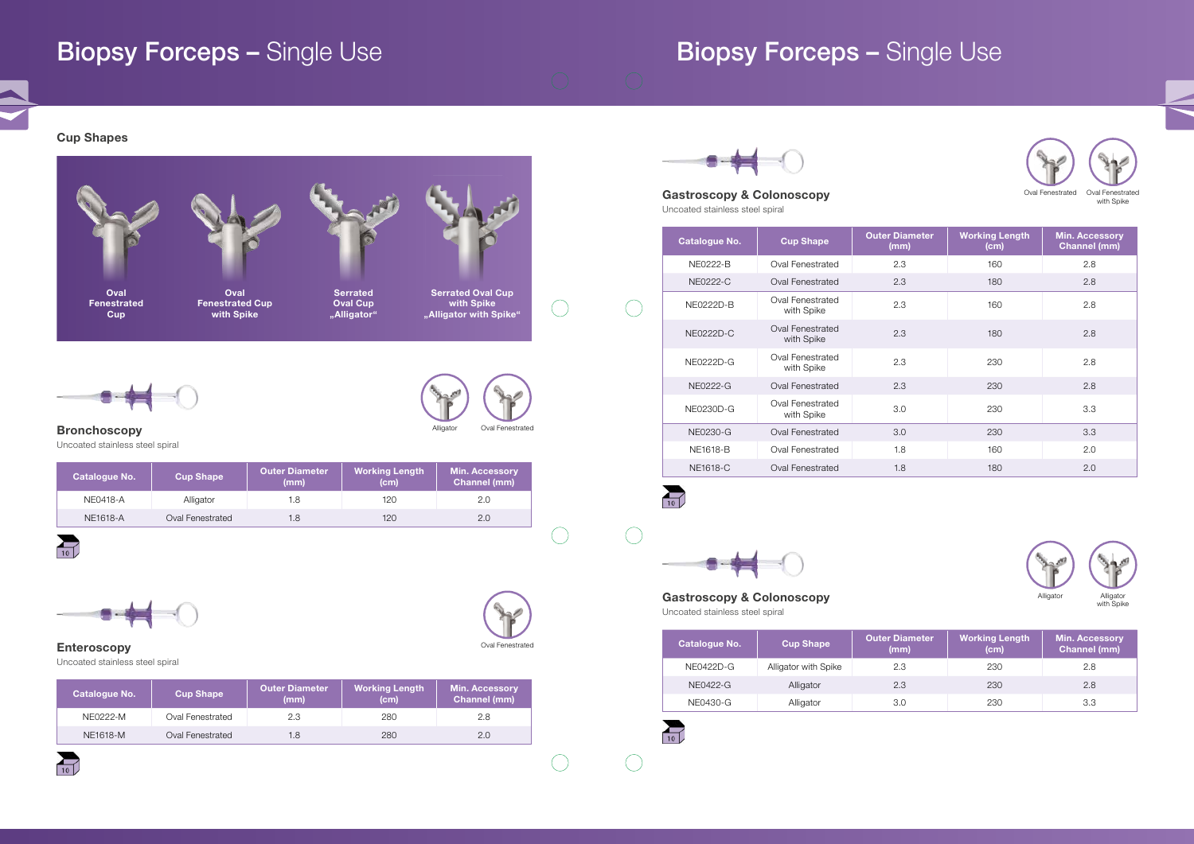# Biopsy Forceps – Single Use

## Cup Shapes

Oval Fenestrated Cup

Oval Fenestrated Cup with Spike

Serrated Oval Cup „Alligator“

Serrated Oval Cup with Spike „Alligator with Spike“

### Bronchoscopy

Uncoated stainless steel spiral

Alligator | Oval Fenestrated

| Catalogue No. | Cup Shape | Outer Diameter (mm) | Working Length (cm) | Min. Accessory Channel (mm) |
|---|---|---|---|---|
| NE0418-A | Alligator | 1.8 | 120 | 2.0 |
| NE1618-A | Oval Fenestrated | 1.8 | 120 | 2.0 |

10

### Enteroscopy

Uncoated stainless steel spiral

Oval Fenestrated

| Catalogue No. | Cup Shape | Outer Diameter (mm) | Working Length (cm) | Min. Accessory Channel (mm) |
|---|---|---|---|---|
| NE0222-M | Oval Fenestrated | 2.3 | 280 | 2.8 |
| NE1618-M | Oval Fenestrated | 1.8 | 280 | 2.0 |

10

# Biopsy Forceps – Single Use

### Gastroscopy & Colonoscopy

Uncoated stainless steel spiral

Oval Fenestrated | Oval Fenestrated with Spike

| Catalogue No. | Cup Shape | Outer Diameter (mm) | Working Length (cm) | Min. Accessory Channel (mm) |
|---|---|---|---|---|
| NE0222-B | Oval Fenestrated | 2.3 | 160 | 2.8 |
| NE0222-C | Oval Fenestrated | 2.3 | 180 | 2.8 |
| NE0222D-B | Oval Fenestrated with Spike | 2.3 | 160 | 2.8 |
| NE0222D-C | Oval Fenestrated with Spike | 2.3 | 180 | 2.8 |
| NE0222D-G | Oval Fenestrated with Spike | 2.3 | 230 | 2.8 |
| NE0222-G | Oval Fenestrated | 2.3 | 230 | 2.8 |
| NE0230D-G | Oval Fenestrated with Spike | 3.0 | 230 | 3.3 |
| NE0230-G | Oval Fenestrated | 3.0 | 230 | 3.3 |
| NE1618-B | Oval Fenestrated | 1.8 | 160 | 2.0 |
| NE1618-C | Oval Fenestrated | 1.8 | 180 | 2.0 |

10

### Gastroscopy & Colonoscopy

Uncoated stainless steel spiral

Alligator | Alligator with Spike

| Catalogue No. | Cup Shape | Outer Diameter (mm) | Working Length (cm) | Min. Accessory Channel (mm) |
|---|---|---|---|---|
| NE0422D-G | Alligator with Spike | 2.3 | 230 | 2.8 |
| NE0422-G | Alligator | 2.3 | 230 | 2.8 |
| NE0430-G | Alligator | 3.0 | 230 | 3.3 |

10